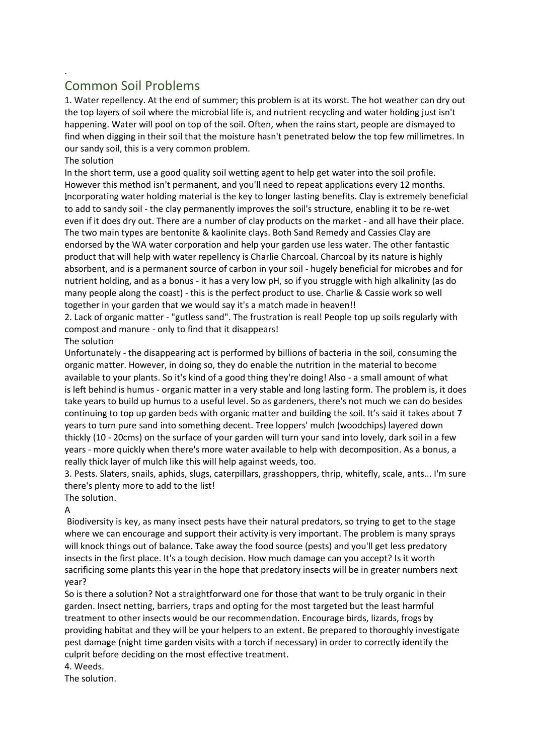.

# Common Soil Problems

1. Water repellency. At the end of summer; this problem is at its worst. The hot weather can dry out the top layers of soil where the microbial life is, and nutrient recycling and water holding just isn't happening. Water will pool on top of the soil. Often, when the rains start, people are dismayed to find when digging in their soil that the moisture hasn't penetrated below the top few millimetres. In our sandy soil, this is a very common problem.

The solution

In the short term, use a good quality soil wetting agent to help get water into the soil profile. However this method isn't permanent, and you'll need to repeat applications every 12 months. Incorporating water holding material is the key to longer lasting benefits. Clay is extremely beneficial to add to sandy soil - the clay permanently improves the soil's structure, enabling it to be re-wet even if it does dry out. There are a number of clay products on the market - and all have their place. The two main types are bentonite & kaolinite clays. Both Sand Remedy and Cassies Clay are endorsed by the WA water corporation and help your garden use less water. The other fantastic product that will help with water repellency is Charlie Charcoal. Charcoal by its nature is highly absorbent, and is a permanent source of carbon in your soil - hugely beneficial for microbes and for nutrient holding, and as a bonus - it has a very low pH, so if you struggle with high alkalinity (as do many people along the coast) - this is the perfect product to use. Charlie & Cassie work so well together in your garden that we would say it's a match made in heaven!!

2. Lack of organic matter - "gutless sand". The frustration is real! People top up soils regularly with compost and manure - only to find that it disappears!

The solution

Unfortunately - the disappearing act is performed by billions of bacteria in the soil, consuming the organic matter. However, in doing so, they do enable the nutrition in the material to become available to your plants. So it's kind of a good thing they're doing! Also - a small amount of what is left behind is humus - organic matter in a very stable and long lasting form. The problem is, it does take years to build up humus to a useful level. So as gardeners, there's not much we can do besides continuing to top up garden beds with organic matter and building the soil. It's said it takes about 7 years to turn pure sand into something decent. Tree loppers' mulch (woodchips) layered down thickly (10 - 20cms) on the surface of your garden will turn your sand into lovely, dark soil in a few years - more quickly when there's more water available to help with decomposition. As a bonus, a really thick layer of mulch like this will help against weeds, too.

3. Pests. Slaters, snails, aphids, slugs, caterpillars, grasshoppers, thrip, whitefly, scale, ants... I'm sure there's plenty more to add to the list!

The solution.

A

Biodiversity is key, as many insect pests have their natural predators, so trying to get to the stage where we can encourage and support their activity is very important. The problem is many sprays will knock things out of balance. Take away the food source (pests) and you'll get less predatory insects in the first place. It's a tough decision. How much damage can you accept? Is it worth sacrificing some plants this year in the hope that predatory insects will be in greater numbers next year?

So is there a solution? Not a straightforward one for those that want to be truly organic in their garden. Insect netting, barriers, traps and opting for the most targeted but the least harmful treatment to other insects would be our recommendation. Encourage birds, lizards, frogs by providing habitat and they will be your helpers to an extent. Be prepared to thoroughly investigate pest damage (night time garden visits with a torch if necessary) in order to correctly identify the culprit before deciding on the most effective treatment.

4. Weeds.

The solution.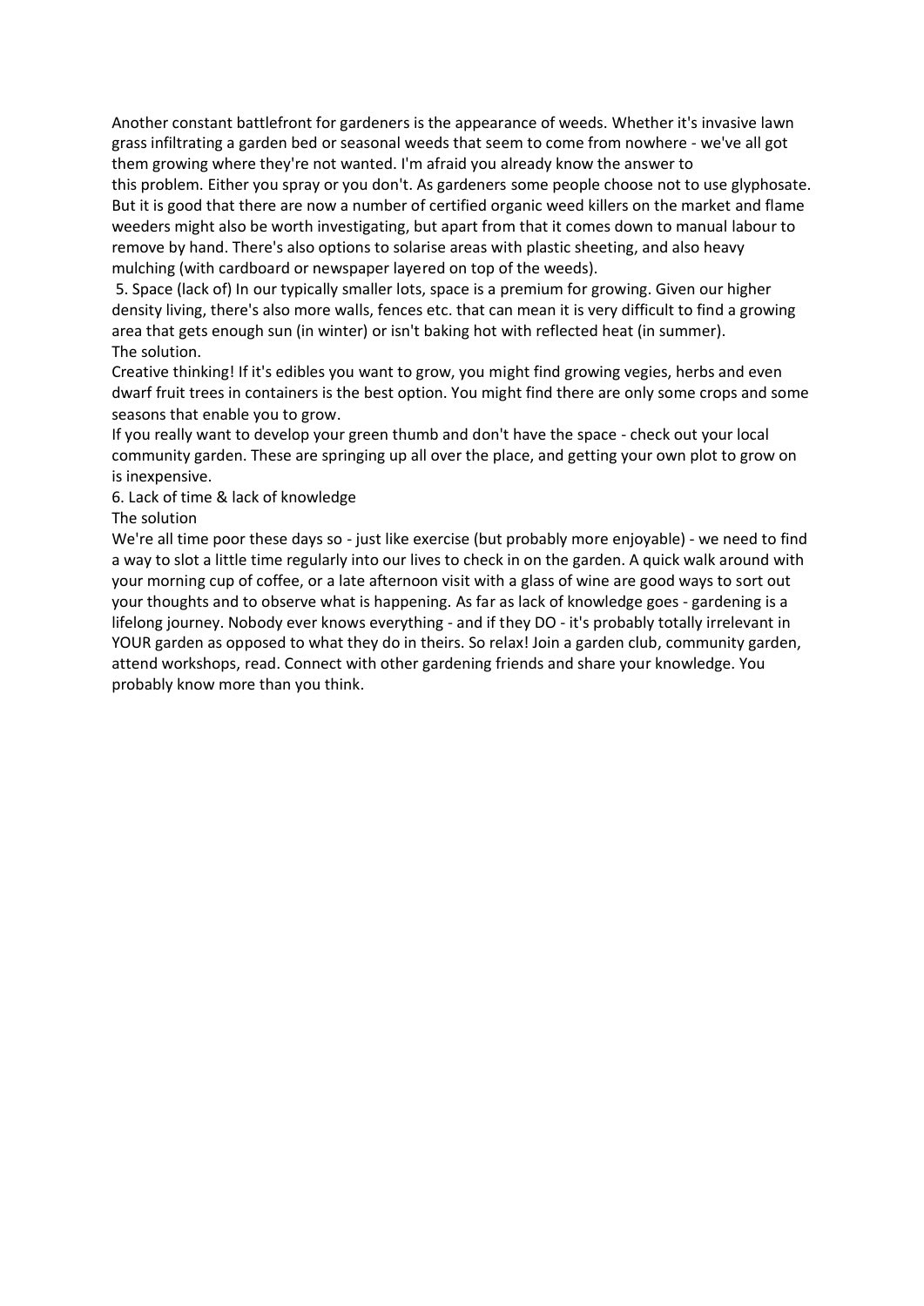Another constant battlefront for gardeners is the appearance of weeds. Whether it's invasive lawn grass infiltrating a garden bed or seasonal weeds that seem to come from nowhere - we've all got them growing where they're not wanted. I'm afraid you already know the answer to this problem. Either you spray or you don't. As gardeners some people choose not to use glyphosate. But it is good that there are now a number of certified organic weed killers on the market and flame weeders might also be worth investigating, but apart from that it comes down to manual labour to remove by hand. There's also options to solarise areas with plastic sheeting, and also heavy mulching (with cardboard or newspaper layered on top of the weeds).

5. Space (lack of) In our typically smaller lots, space is a premium for growing. Given our higher density living, there's also more walls, fences etc. that can mean it is very difficult to find a growing area that gets enough sun (in winter) or isn't baking hot with reflected heat (in summer).

The solution.

Creative thinking! If it's edibles you want to grow, you might find growing vegies, herbs and even dwarf fruit trees in containers is the best option. You might find there are only some crops and some seasons that enable you to grow.

If you really want to develop your green thumb and don't have the space - check out your local community garden. These are springing up all over the place, and getting your own plot to grow on is inexpensive.

6. Lack of time & lack of knowledge

The solution

We're all time poor these days so - just like exercise (but probably more enjoyable) - we need to find a way to slot a little time regularly into our lives to check in on the garden. A quick walk around with your morning cup of coffee, or a late afternoon visit with a glass of wine are good ways to sort out your thoughts and to observe what is happening. As far as lack of knowledge goes - gardening is a lifelong journey. Nobody ever knows everything - and if they DO - it's probably totally irrelevant in YOUR garden as opposed to what they do in theirs. So relax! Join a garden club, community garden, attend workshops, read. Connect with other gardening friends and share your knowledge. You probably know more than you think.